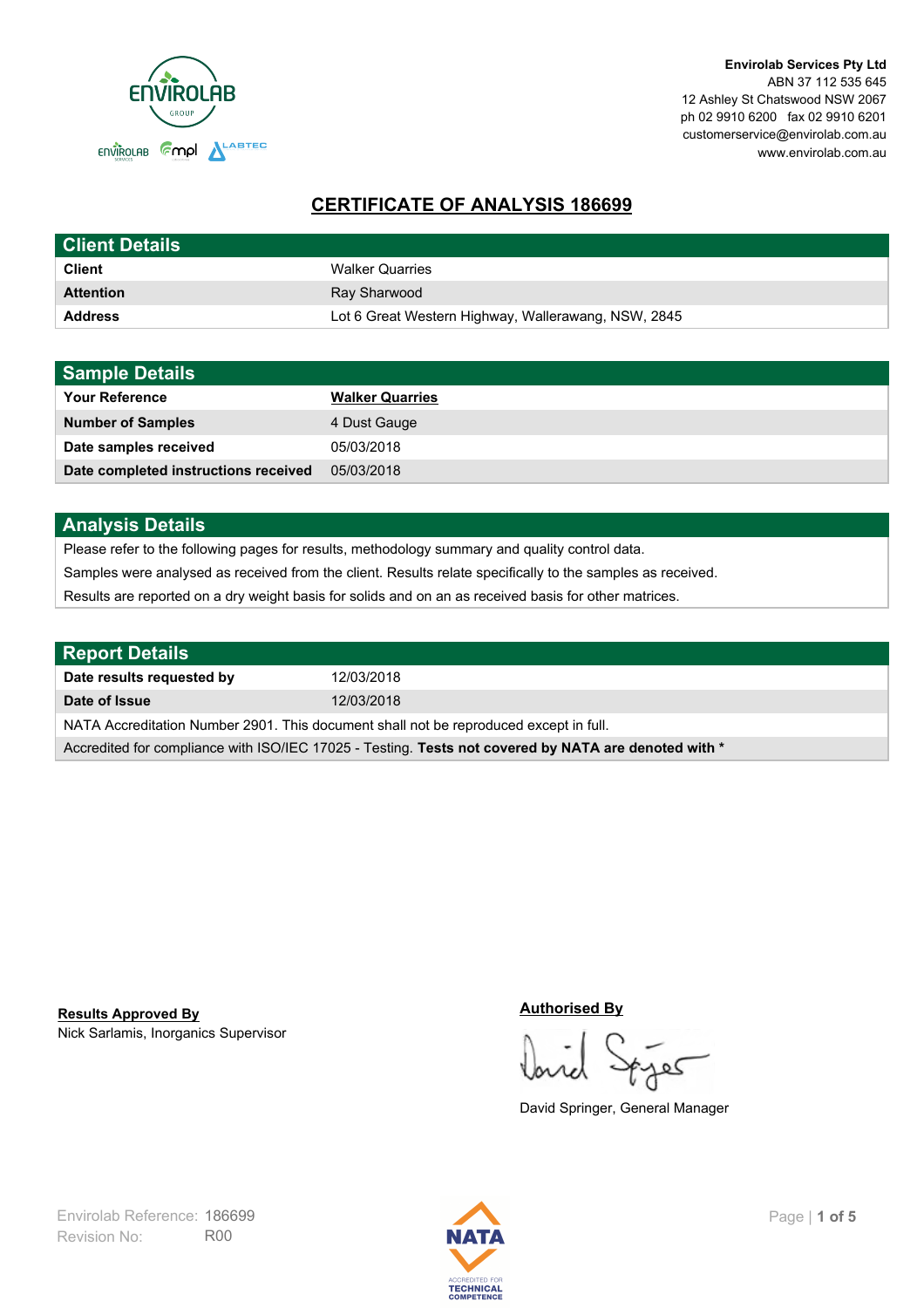Envirolab Services Pty Ltd
ABN 37 112 535 645
12 Ashley St Chatswood NSW 2067
ph 02 9910 6200 fax 02 9910 6201
customerservice@envirolab.com.au
www.envirolab.com.au

# CERTIFICATE OF ANALYSIS 186699

## Client Details

| | |
|---|---|
| **Client** | Walker Quarries |
| **Attention** | Ray Sharwood |
| **Address** | Lot 6 Great Western Highway, Wallerawang, NSW, 2845 |

## Sample Details

| | |
|---|---|
| **Your Reference** | **Walker Quarries** |
| **Number of Samples** | 4 Dust Gauge |
| **Date samples received** | 05/03/2018 |
| **Date completed instructions received** | 05/03/2018 |

## Analysis Details

Please refer to the following pages for results, methodology summary and quality control data.

Samples were analysed as received from the client. Results relate specifically to the samples as received.

Results are reported on a dry weight basis for solids and on an as received basis for other matrices.

## Report Details

| | |
|---|---|
| **Date results requested by** | 12/03/2018 |
| **Date of Issue** | 12/03/2018 |

NATA Accreditation Number 2901. This document shall not be reproduced except in full.

Accredited for compliance with ISO/IEC 17025 - Testing. **Tests not covered by NATA are denoted with ***

**Results Approved By**
Nick Sarlamis, Inorganics Supervisor

**Authorised By**
David Springer, General Manager

Envirolab Reference: 186699
Revision No: R00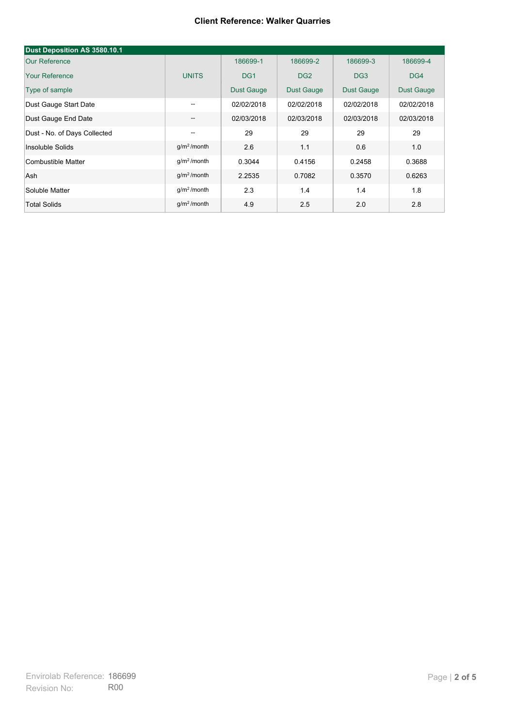**Client Reference: Walker Quarries**

| Dust Deposition AS 3580.10.1 | | | | | |
|---|---|---|---|---|---|
| Our Reference | | 186699-1 | 186699-2 | 186699-3 | 186699-4 |
| Your Reference | UNITS | DG1 | DG2 | DG3 | DG4 |
| Type of sample | | Dust Gauge | Dust Gauge | Dust Gauge | Dust Gauge |
| Dust Gauge Start Date | -- | 02/02/2018 | 02/02/2018 | 02/02/2018 | 02/02/2018 |
| Dust Gauge End Date | -- | 02/03/2018 | 02/03/2018 | 02/03/2018 | 02/03/2018 |
| Dust - No. of Days Collected | -- | 29 | 29 | 29 | 29 |
| Insoluble Solids | $g/m^2$/month | 2.6 | 1.1 | 0.6 | 1.0 |
| Combustible Matter | $g/m^2$/month | 0.3044 | 0.4156 | 0.2458 | 0.3688 |
| Ash | $g/m^2$/month | 2.2535 | 0.7082 | 0.3570 | 0.6263 |
| Soluble Matter | $g/m^2$/month | 2.3 | 1.4 | 1.4 | 1.8 |
| Total Solids | $g/m^2$/month | 4.9 | 2.5 | 2.0 | 2.8 |

Envirolab Reference: 186699
Revision No: R00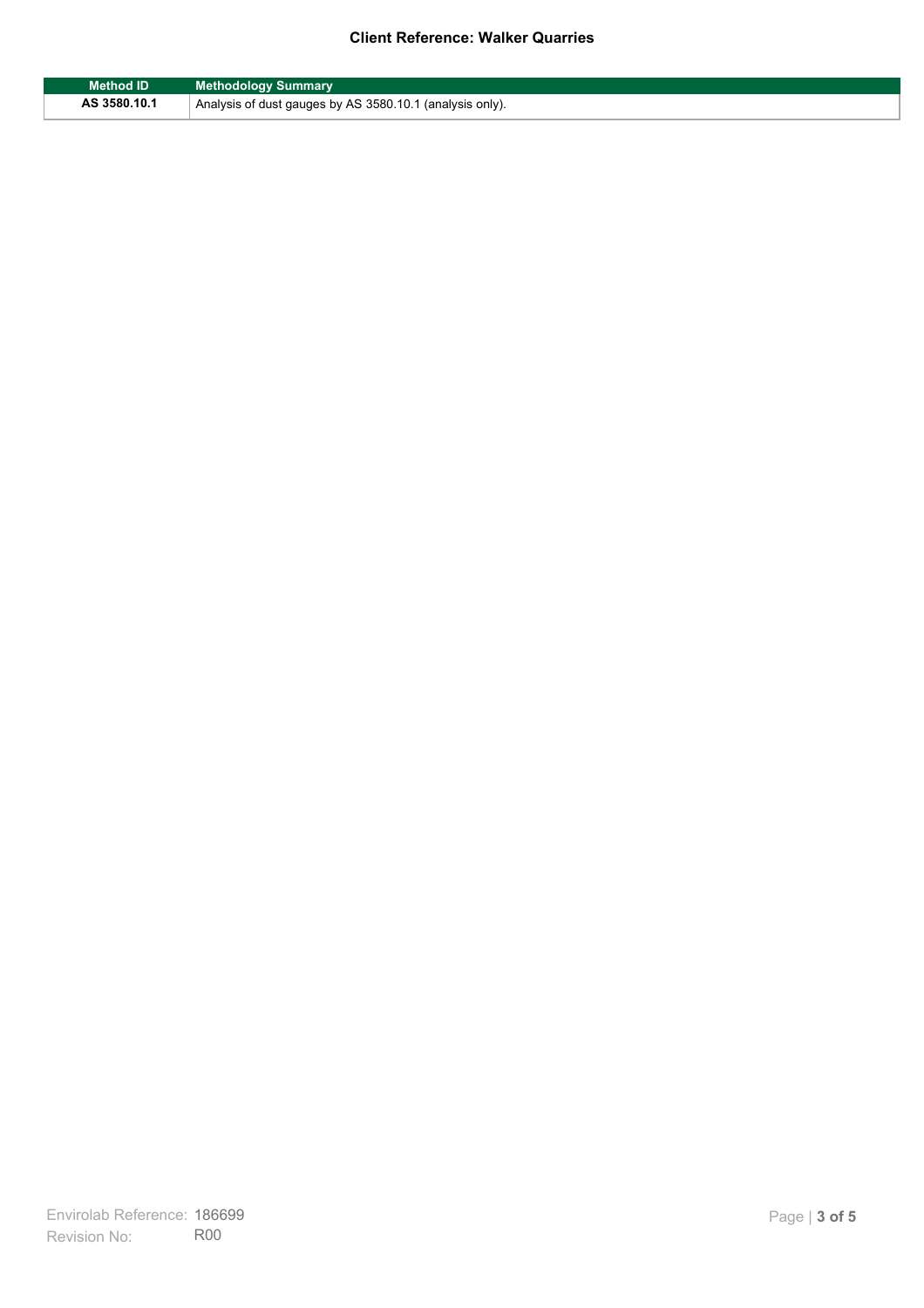| Method ID | Methodology Summary |
| --- | --- |
| AS 3580.10.1 | Analysis of dust gauges by AS 3580.10.1 (analysis only). |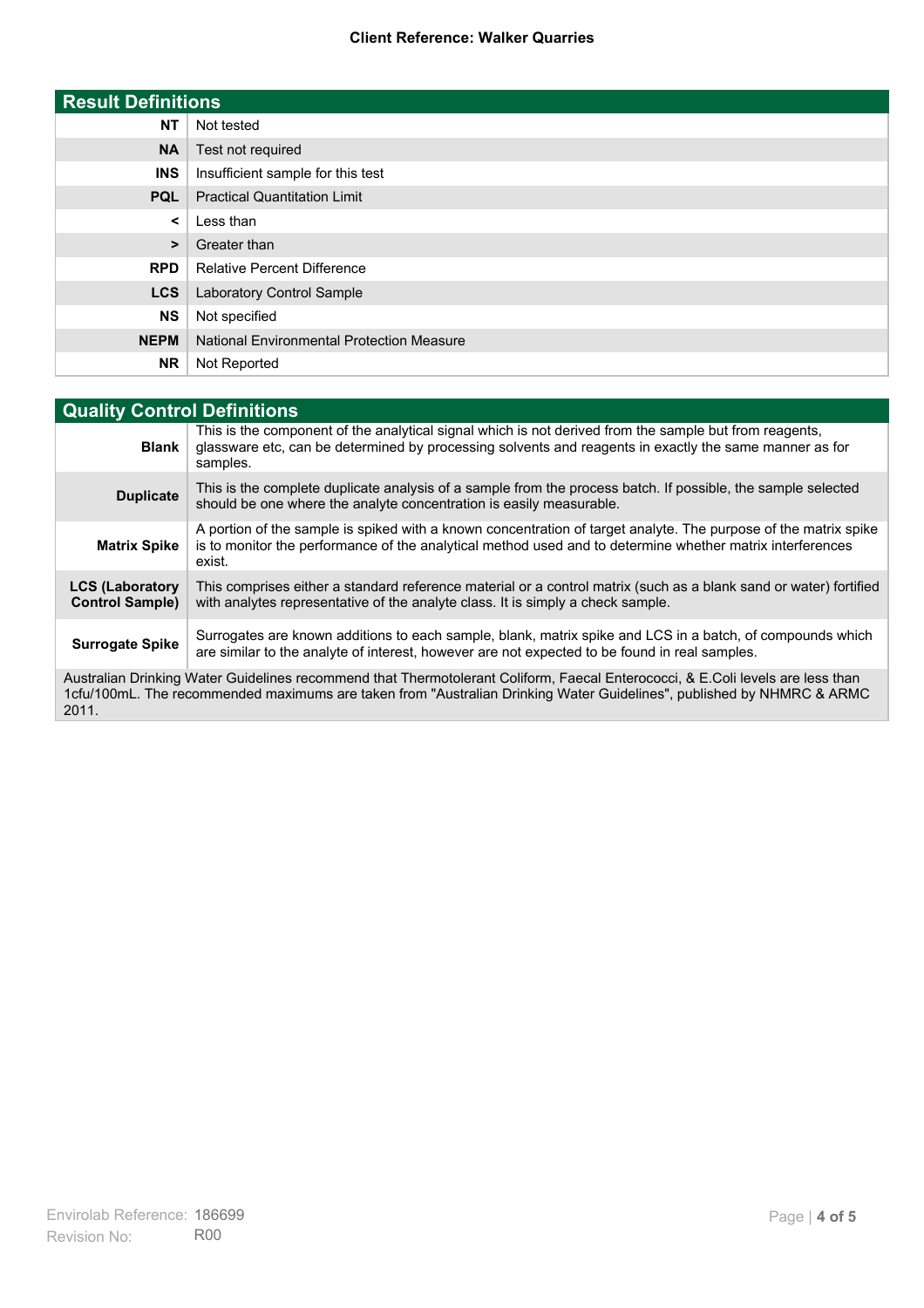**Client Reference: Walker Quarries**

| Result Definitions | |
|---|---|
| **NT** | Not tested |
| **NA** | Test not required |
| **INS** | Insufficient sample for this test |
| **PQL** | Practical Quantitation Limit |
| **<** | Less than |
| **>** | Greater than |
| **RPD** | Relative Percent Difference |
| **LCS** | Laboratory Control Sample |
| **NS** | Not specified |
| **NEPM** | National Environmental Protection Measure |
| **NR** | Not Reported |

| Quality Control Definitions | |
|---|---|
| **Blank** | This is the component of the analytical signal which is not derived from the sample but from reagents, glassware etc, can be determined by processing solvents and reagents in exactly the same manner as for samples. |
| **Duplicate** | This is the complete duplicate analysis of a sample from the process batch. If possible, the sample selected should be one where the analyte concentration is easily measurable. |
| **Matrix Spike** | A portion of the sample is spiked with a known concentration of target analyte. The purpose of the matrix spike is to monitor the performance of the analytical method used and to determine whether matrix interferences exist. |
| **LCS (Laboratory Control Sample)** | This comprises either a standard reference material or a control matrix (such as a blank sand or water) fortified with analytes representative of the analyte class. It is simply a check sample. |
| **Surrogate Spike** | Surrogates are known additions to each sample, blank, matrix spike and LCS in a batch, of compounds which are similar to the analyte of interest, however are not expected to be found in real samples. |

Australian Drinking Water Guidelines recommend that Thermotolerant Coliform, Faecal Enterococci, & E.Coli levels are less than 1cfu/100mL. The recommended maximums are taken from "Australian Drinking Water Guidelines", published by NHMRC & ARMC 2011.

Envirolab Reference: 186699
Revision No: R00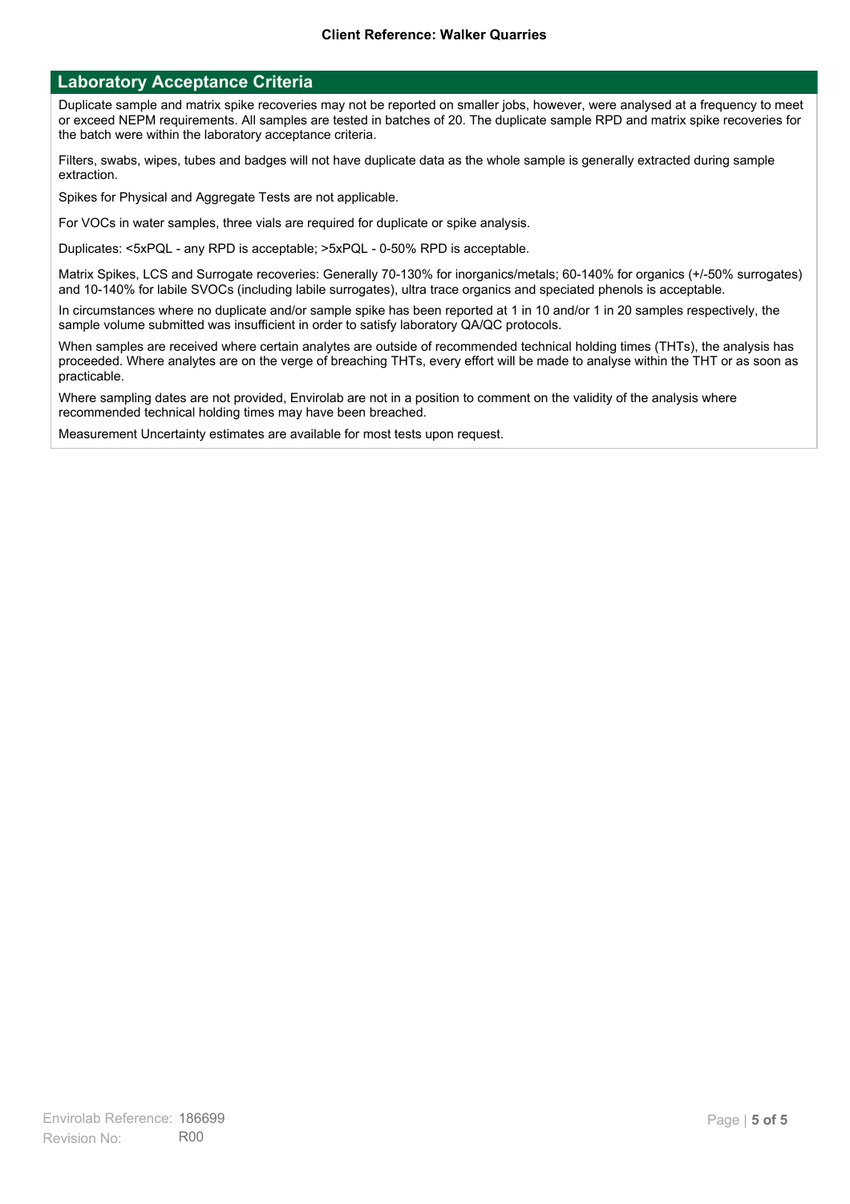## Laboratory Acceptance Criteria

Duplicate sample and matrix spike recoveries may not be reported on smaller jobs, however, were analysed at a frequency to meet or exceed NEPM requirements. All samples are tested in batches of 20. The duplicate sample RPD and matrix spike recoveries for the batch were within the laboratory acceptance criteria.

Filters, swabs, wipes, tubes and badges will not have duplicate data as the whole sample is generally extracted during sample extraction.

Spikes for Physical and Aggregate Tests are not applicable.

For VOCs in water samples, three vials are required for duplicate or spike analysis.

Duplicates: <5xPQL - any RPD is acceptable; >5xPQL - 0-50% RPD is acceptable.

Matrix Spikes, LCS and Surrogate recoveries: Generally 70-130% for inorganics/metals; 60-140% for organics (+/-50% surrogates) and 10-140% for labile SVOCs (including labile surrogates), ultra trace organics and speciated phenols is acceptable.

In circumstances where no duplicate and/or sample spike has been reported at 1 in 10 and/or 1 in 20 samples respectively, the sample volume submitted was insufficient in order to satisfy laboratory QA/QC protocols.

When samples are received where certain analytes are outside of recommended technical holding times (THTs), the analysis has proceeded. Where analytes are on the verge of breaching THTs, every effort will be made to analyse within the THT or as soon as practicable.

Where sampling dates are not provided, Envirolab are not in a position to comment on the validity of the analysis where recommended technical holding times may have been breached.

Measurement Uncertainty estimates are available for most tests upon request.